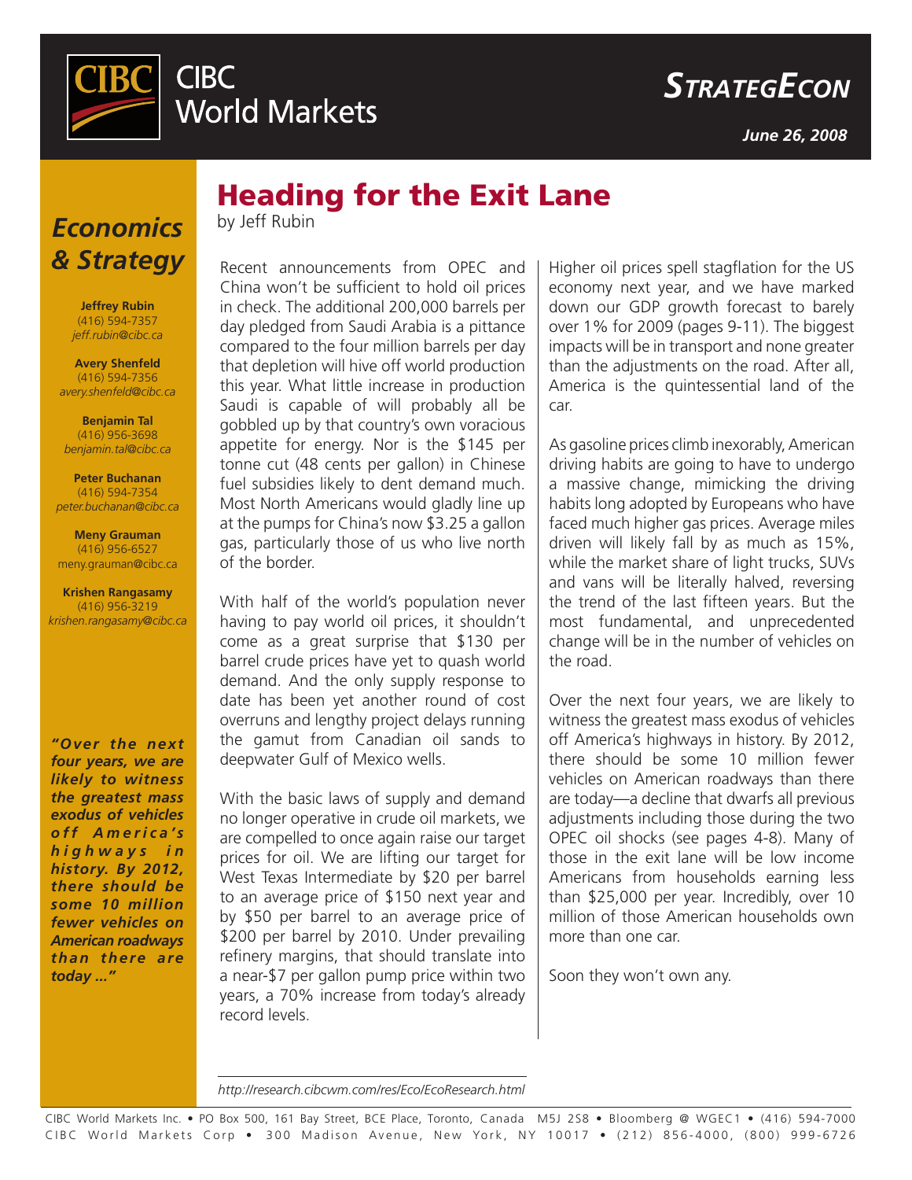CIBC World Markets

# StrategEcon

*June 26, 2008*

## Economics & Strategy

**Jeffrey Rubin**
(416) 594-7357
*jeff.rubin@cibc.ca*

**Avery Shenfeld**
(416) 594-7356
*avery.shenfeld@cibc.ca*

**Benjamin Tal**
(416) 956-3698
*benjamin.tal@cibc.ca*

**Peter Buchanan**
(416) 594-7354
*peter.buchanan@cibc.ca*

**Meny Grauman**
(416) 956-6527
meny.grauman@cibc.ca

**Krishen Rangasamy**
(416) 956-3219
*krishen.rangasamy@cibc.ca*

***"Over the next four years, we are likely to witness the greatest mass exodus of vehicles off America's highways in history. By 2012, there should be some 10 million fewer vehicles on American roadways than there are today ..."***

# Heading for the Exit Lane

by Jeff Rubin

Recent announcements from OPEC and China won't be sufficient to hold oil prices in check. The additional 200,000 barrels per day pledged from Saudi Arabia is a pittance compared to the four million barrels per day that depletion will hive off world production this year. What little increase in production Saudi is capable of will probably all be gobbled up by that country's own voracious appetite for energy. Nor is the $145 per tonne cut (48 cents per gallon) in Chinese fuel subsidies likely to dent demand much. Most North Americans would gladly line up at the pumps for China's now $3.25 a gallon gas, particularly those of us who live north of the border.

With half of the world's population never having to pay world oil prices, it shouldn't come as a great surprise that $130 per barrel crude prices have yet to quash world demand. And the only supply response to date has been yet another round of cost overruns and lengthy project delays running the gamut from Canadian oil sands to deepwater Gulf of Mexico wells.

With the basic laws of supply and demand no longer operative in crude oil markets, we are compelled to once again raise our target prices for oil. We are lifting our target for West Texas Intermediate by $20 per barrel to an average price of $150 next year and by $50 per barrel to an average price of $200 per barrel by 2010. Under prevailing refinery margins, that should translate into a near-$7 per gallon pump price within two years, a 70% increase from today's already record levels.

Higher oil prices spell stagflation for the US economy next year, and we have marked down our GDP growth forecast to barely over 1% for 2009 (pages 9-11). The biggest impacts will be in transport and none greater than the adjustments on the road. After all, America is the quintessential land of the car.

As gasoline prices climb inexorably, American driving habits are going to have to undergo a massive change, mimicking the driving habits long adopted by Europeans who have faced much higher gas prices. Average miles driven will likely fall by as much as 15%, while the market share of light trucks, SUVs and vans will be literally halved, reversing the trend of the last fifteen years. But the most fundamental, and unprecedented change will be in the number of vehicles on the road.

Over the next four years, we are likely to witness the greatest mass exodus of vehicles off America's highways in history. By 2012, there should be some 10 million fewer vehicles on American roadways than there are today—a decline that dwarfs all previous adjustments including those during the two OPEC oil shocks (see pages 4-8). Many of those in the exit lane will be low income Americans from households earning less than $25,000 per year. Incredibly, over 10 million of those American households own more than one car.

Soon they won't own any.

*http://research.cibcwm.com/res/Eco/EcoResearch.html*

CIBC World Markets Inc. • PO Box 500, 161 Bay Street, BCE Place, Toronto, Canada M5J 2S8 • Bloomberg @ WGEC1 • (416) 594-7000
CIBC World Markets Corp • 300 Madison Avenue, New York, NY 10017 • (212) 856-4000, (800) 999-6726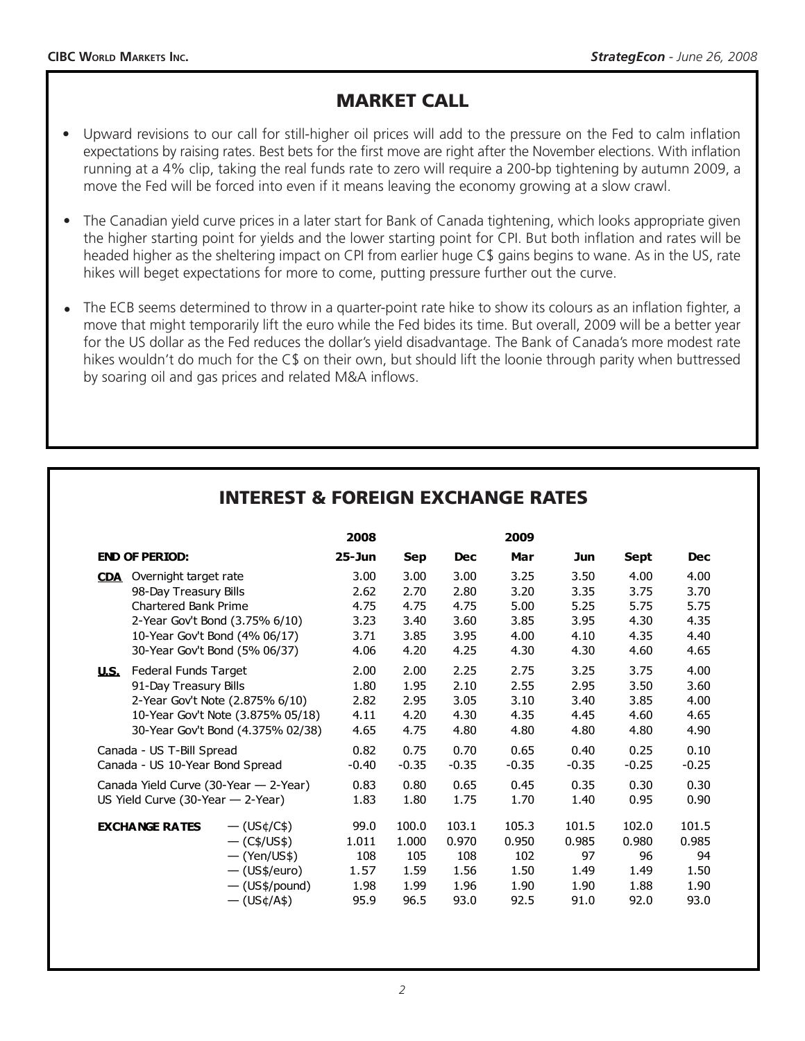## MARKET CALL

- Upward revisions to our call for still-higher oil prices will add to the pressure on the Fed to calm inflation expectations by raising rates. Best bets for the first move are right after the November elections. With inflation running at a 4% clip, taking the real funds rate to zero will require a 200-bp tightening by autumn 2009, a move the Fed will be forced into even if it means leaving the economy growing at a slow crawl.
- The Canadian yield curve prices in a later start for Bank of Canada tightening, which looks appropriate given the higher starting point for yields and the lower starting point for CPI. But both inflation and rates will be headed higher as the sheltering impact on CPI from earlier huge C$ gains begins to wane. As in the US, rate hikes will beget expectations for more to come, putting pressure further out the curve.
- The ECB seems determined to throw in a quarter-point rate hike to show its colours as an inflation fighter, a move that might temporarily lift the euro while the Fed bides its time. But overall, 2009 will be a better year for the US dollar as the Fed reduces the dollar's yield disadvantage. The Bank of Canada's more modest rate hikes wouldn't do much for the C$ on their own, but should lift the loonie through parity when buttressed by soaring oil and gas prices and related M&A inflows.

## INTEREST & FOREIGN EXCHANGE RATES

| | | 2008 | | | 2009 | | | |
|---|---|---|---|---|---|---|---|---|
| **END OF PERIOD:** | | **25-Jun** | **Sep** | **Dec** | **Mar** | **Jun** | **Sept** | **Dec** |
| **CDA** | Overnight target rate | 3.00 | 3.00 | 3.00 | 3.25 | 3.50 | 4.00 | 4.00 |
| | 98-Day Treasury Bills | 2.62 | 2.70 | 2.80 | 3.20 | 3.35 | 3.75 | 3.70 |
| | Chartered Bank Prime | 4.75 | 4.75 | 4.75 | 5.00 | 5.25 | 5.75 | 5.75 |
| | 2-Year Gov't Bond (3.75% 6/10) | 3.23 | 3.40 | 3.60 | 3.85 | 3.95 | 4.30 | 4.35 |
| | 10-Year Gov't Bond (4% 06/17) | 3.71 | 3.85 | 3.95 | 4.00 | 4.10 | 4.35 | 4.40 |
| | 30-Year Gov't Bond (5% 06/37) | 4.06 | 4.20 | 4.25 | 4.30 | 4.30 | 4.60 | 4.65 |
| **U.S.** | Federal Funds Target | 2.00 | 2.00 | 2.25 | 2.75 | 3.25 | 3.75 | 4.00 |
| | 91-Day Treasury Bills | 1.80 | 1.95 | 2.10 | 2.55 | 2.95 | 3.50 | 3.60 |
| | 2-Year Gov't Note (2.875% 6/10) | 2.82 | 2.95 | 3.05 | 3.10 | 3.40 | 3.85 | 4.00 |
| | 10-Year Gov't Note (3.875% 05/18) | 4.11 | 4.20 | 4.30 | 4.35 | 4.45 | 4.60 | 4.65 |
| | 30-Year Gov't Bond (4.375% 02/38) | 4.65 | 4.75 | 4.80 | 4.80 | 4.80 | 4.80 | 4.90 |
| Canada - US T-Bill Spread | | 0.82 | 0.75 | 0.70 | 0.65 | 0.40 | 0.25 | 0.10 |
| Canada - US 10-Year Bond Spread | | -0.40 | -0.35 | -0.35 | -0.35 | -0.35 | -0.25 | -0.25 |
| Canada Yield Curve (30-Year — 2-Year) | | 0.83 | 0.80 | 0.65 | 0.45 | 0.35 | 0.30 | 0.30 |
| US Yield Curve (30-Year — 2-Year) | | 1.83 | 1.80 | 1.75 | 1.70 | 1.40 | 0.95 | 0.90 |
| **EXCHANGE RATES** | — (US¢/C$) | 99.0 | 100.0 | 103.1 | 105.3 | 101.5 | 102.0 | 101.5 |
| | — (C$/US$) | 1.011 | 1.000 | 0.970 | 0.950 | 0.985 | 0.980 | 0.985 |
| | — (Yen/US$) | 108 | 105 | 108 | 102 | 97 | 96 | 94 |
| | — (US$/euro) | 1.57 | 1.59 | 1.56 | 1.50 | 1.49 | 1.49 | 1.50 |
| | — (US$/pound) | 1.98 | 1.99 | 1.96 | 1.90 | 1.90 | 1.88 | 1.90 |
| | — (US¢/A$) | 95.9 | 96.5 | 93.0 | 92.5 | 91.0 | 92.0 | 93.0 |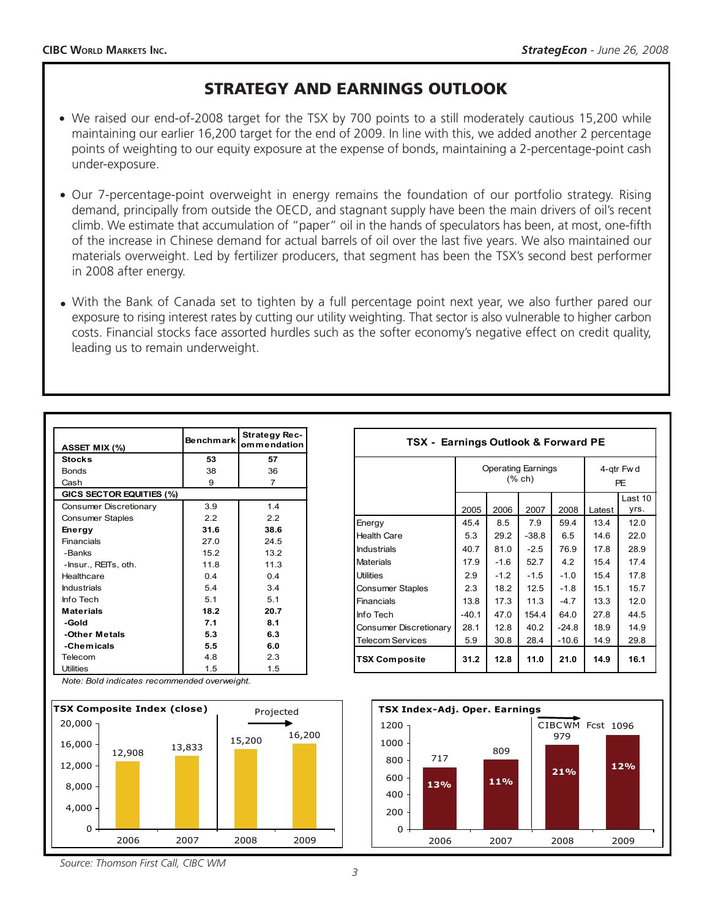## STRATEGY AND EARNINGS OUTLOOK

- We raised our end-of-2008 target for the TSX by 700 points to a still moderately cautious 15,200 while maintaining our earlier 16,200 target for the end of 2009. In line with this, we added another 2 percentage points of weighting to our equity exposure at the expense of bonds, maintaining a 2-percentage-point cash under-exposure.
- Our 7-percentage-point overweight in energy remains the foundation of our portfolio strategy. Rising demand, principally from outside the OECD, and stagnant supply have been the main drivers of oil's recent climb. We estimate that accumulation of "paper" oil in the hands of speculators has been, at most, one-fifth of the increase in Chinese demand for actual barrels of oil over the last five years. We also maintained our materials overweight. Led by fertilizer producers, that segment has been the TSX's second best performer in 2008 after energy.
- With the Bank of Canada set to tighten by a full percentage point next year, we also further pared our exposure to rising interest rates by cutting our utility weighting. That sector is also vulnerable to higher carbon costs. Financial stocks face assorted hurdles such as the softer economy's negative effect on credit quality, leading us to remain underweight.

| ASSET MIX (%) | Benchmark | Strategy Recommendation |
|---|---|---|
| **Stocks** | **53** | **57** |
| Bonds | 38 | 36 |
| Cash | 9 | 7 |
| **GICS SECTOR EQUITIES (%)** | | |
| Consumer Discretionary | 3.9 | 1.4 |
| Consumer Staples | 2.2 | 2.2 |
| **Energy** | **31.6** | **38.6** |
| Financials | 27.0 | 24.5 |
| -Banks | 15.2 | 13.2 |
| -Insur., REITs, oth. | 11.8 | 11.3 |
| Healthcare | 0.4 | 0.4 |
| Industrials | 5.4 | 3.4 |
| Info Tech | 5.1 | 5.1 |
| **Materials** | **18.2** | **20.7** |
| **-Gold** | **7.1** | **8.1** |
| **-Other Metals** | **5.3** | **6.3** |
| **-Chemicals** | **5.5** | **6.0** |
| Telecom | 4.8 | 2.3 |
| Utilities | 1.5 | 1.5 |

*Note: Bold indicates recommended overweight.*

**TSX - Earnings Outlook & Forward PE**

| | Operating Earnings (% ch) | | | | 4-qtr Fwd PE | |
|---|---|---|---|---|---|---|
| | 2005 | 2006 | 2007 | 2008 | Latest | Last 10 yrs. |
| Energy | 45.4 | 8.5 | 7.9 | 59.4 | 13.4 | 12.0 |
| Health Care | 5.3 | 29.2 | -38.8 | 6.5 | 14.6 | 22.0 |
| Industrials | 40.7 | 81.0 | -2.5 | 76.9 | 17.8 | 28.9 |
| Materials | 17.9 | -1.6 | 52.7 | 4.2 | 15.4 | 17.4 |
| Utilities | 2.9 | -1.2 | -1.5 | -1.0 | 15.4 | 17.8 |
| Consumer Staples | 2.3 | 18.2 | 12.5 | -1.8 | 15.1 | 15.7 |
| Financials | 13.8 | 17.3 | 11.3 | -4.7 | 13.3 | 12.0 |
| Info Tech | -40.1 | 47.0 | 154.4 | 64.0 | 27.8 | 44.5 |
| Consumer Discretionary | 28.1 | 12.8 | 40.2 | -24.8 | 18.9 | 14.9 |
| Telecom Services | 5.9 | 30.8 | 28.4 | -10.6 | 14.9 | 29.8 |
| **TSX Composite** | **31.2** | **12.8** | **11.0** | **21.0** | **14.9** | **16.1** |

**TSX Composite Index (close)**

| Year | Close |
|---|---|
| 2006 | 12,908 |
| 2007 | 13,833 |
| 2008 (Projected) | 15,200 |
| 2009 (Projected) | 16,200 |

**TSX Index-Adj. Oper. Earnings**

| Year | Earnings | Growth |
|---|---|---|
| 2006 | 717 | 13% |
| 2007 | 809 | 11% |
| 2008 (CIBCWM Fcst) | 979 | 21% |
| 2009 (CIBCWM Fcst) | 1096 | 12% |

*Source: Thomson First Call, CIBC WM*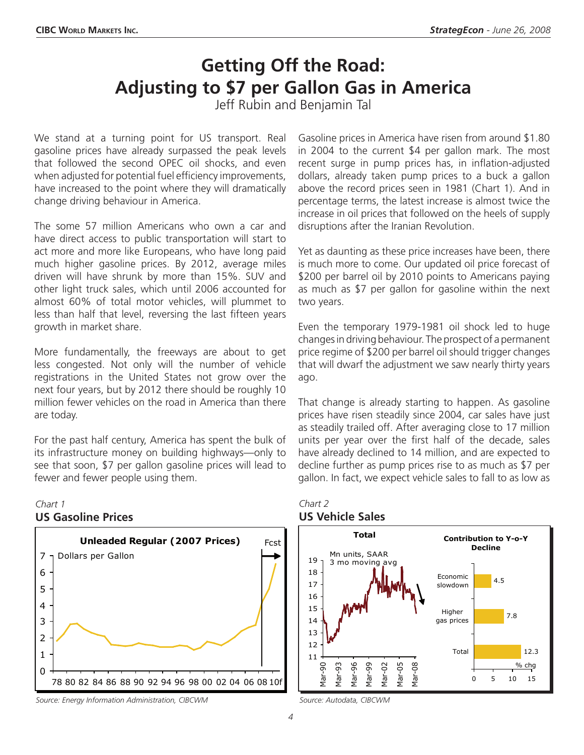# Getting Off the Road: Adjusting to $7 per Gallon Gas in America

Jeff Rubin and Benjamin Tal

We stand at a turning point for US transport. Real gasoline prices have already surpassed the peak levels that followed the second OPEC oil shocks, and even when adjusted for potential fuel efficiency improvements, have increased to the point where they will dramatically change driving behaviour in America.

The some 57 million Americans who own a car and have direct access to public transportation will start to act more and more like Europeans, who have long paid much higher gasoline prices. By 2012, average miles driven will have shrunk by more than 15%. SUV and other light truck sales, which until 2006 accounted for almost 60% of total motor vehicles, will plummet to less than half that level, reversing the last fifteen years growth in market share.

More fundamentally, the freeways are about to get less congested. Not only will the number of vehicle registrations in the United States not grow over the next four years, but by 2012 there should be roughly 10 million fewer vehicles on the road in America than there are today.

For the past half century, America has spent the bulk of its infrastructure money on building highways—only to see that soon, $7 per gallon gasoline prices will lead to fewer and fewer people using them.

Gasoline prices in America have risen from around $1.80 in 2004 to the current $4 per gallon mark. The most recent surge in pump prices has, in inflation-adjusted dollars, already taken pump prices to a buck a gallon above the record prices seen in 1981 (Chart 1). And in percentage terms, the latest increase is almost twice the increase in oil prices that followed on the heels of supply disruptions after the Iranian Revolution.

Yet as daunting as these price increases have been, there is much more to come. Our updated oil price forecast of $200 per barrel oil by 2010 points to Americans paying as much as $7 per gallon for gasoline within the next two years.

Even the temporary 1979-1981 oil shock led to huge changes in driving behaviour. The prospect of a permanent price regime of $200 per barrel oil should trigger changes that will dwarf the adjustment we saw nearly thirty years ago.

That change is already starting to happen. As gasoline prices have risen steadily since 2004, car sales have just as steadily trailed off. After averaging close to 17 million units per year over the first half of the decade, sales have already declined to 14 million, and are expected to decline further as pump prices rise to as much as $7 per gallon. In fact, we expect vehicle sales to fall to as low as

*Chart 1*
**US Gasoline Prices**

*Source: Energy Information Administration, CIBCWM*

*Chart 2*
**US Vehicle Sales**

*Source: Autodata, CIBCWM*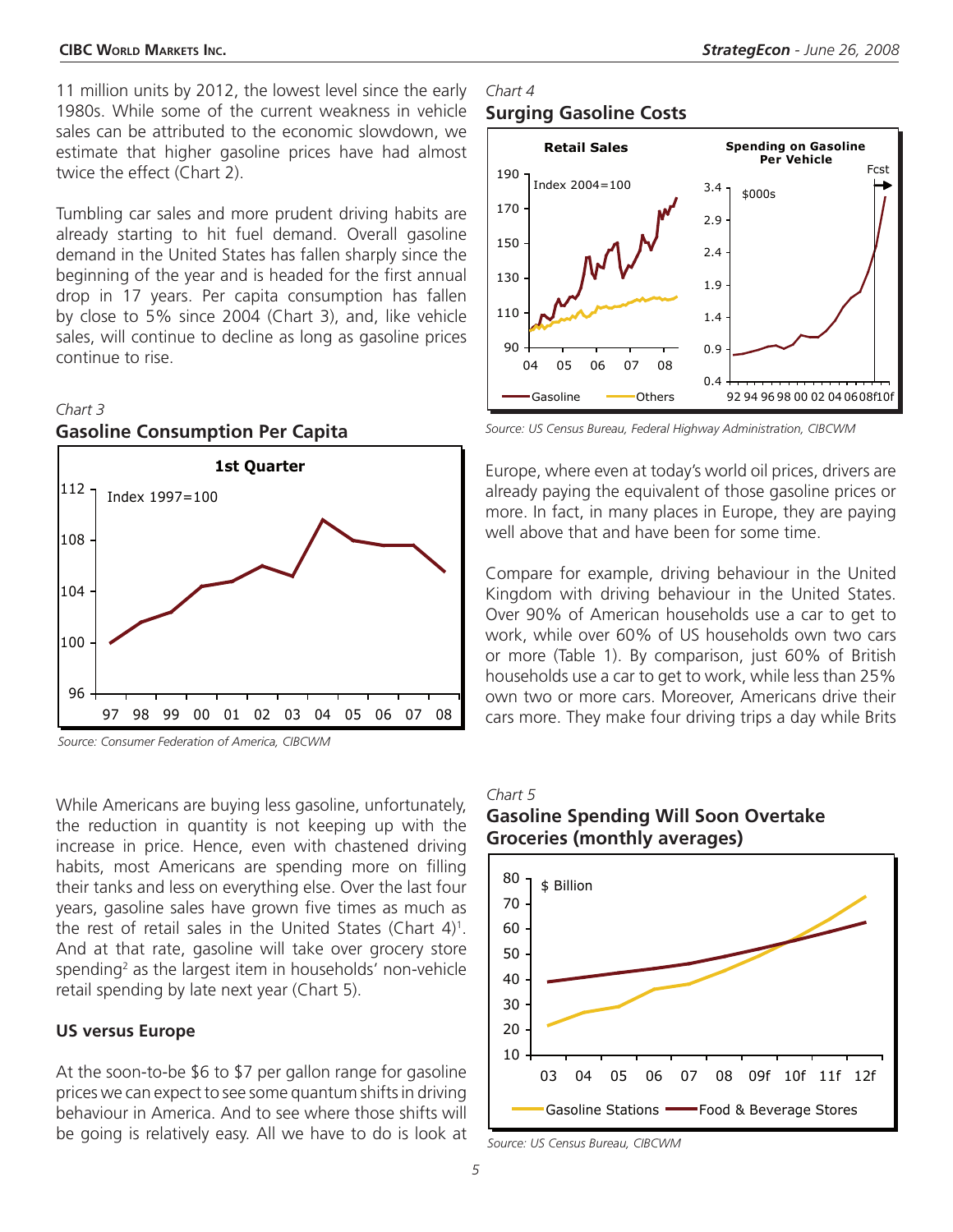11 million units by 2012, the lowest level since the early 1980s. While some of the current weakness in vehicle sales can be attributed to the economic slowdown, we estimate that higher gasoline prices have had almost twice the effect (Chart 2).

Tumbling car sales and more prudent driving habits are already starting to hit fuel demand. Overall gasoline demand in the United States has fallen sharply since the beginning of the year and is headed for the first annual drop in 17 years. Per capita consumption has fallen by close to 5% since 2004 (Chart 3), and, like vehicle sales, will continue to decline as long as gasoline prices continue to rise.

*Chart 3*

**Gasoline Consumption Per Capita**

*Source: Consumer Federation of America, CIBCWM*

While Americans are buying less gasoline, unfortunately, the reduction in quantity is not keeping up with the increase in price. Hence, even with chastened driving habits, most Americans are spending more on filling their tanks and less on everything else. Over the last four years, gasoline sales have grown five times as much as the rest of retail sales in the United States (Chart 4)[1]. And at that rate, gasoline will take over grocery store spending[2] as the largest item in households' non-vehicle retail spending by late next year (Chart 5).

## US versus Europe

At the soon-to-be $6 to $7 per gallon range for gasoline prices we can expect to see some quantum shifts in driving behaviour in America. And to see where those shifts will be going is relatively easy. All we have to do is look at Europe, where even at today's world oil prices, drivers are already paying the equivalent of those gasoline prices or more. In fact, in many places in Europe, they are paying well above that and have been for some time.

Compare for example, driving behaviour in the United Kingdom with driving behaviour in the United States. Over 90% of American households use a car to get to work, while over 60% of US households own two cars or more (Table 1). By comparison, just 60% of British households use a car to get to work, while less than 25% own two or more cars. Moreover, Americans drive their cars more. They make four driving trips a day while Brits

*Chart 4*

**Surging Gasoline Costs**

*Source: US Census Bureau, Federal Highway Administration, CIBCWM*

*Chart 5*

**Gasoline Spending Will Soon Overtake Groceries (monthly averages)**

*Source: US Census Bureau, CIBCWM*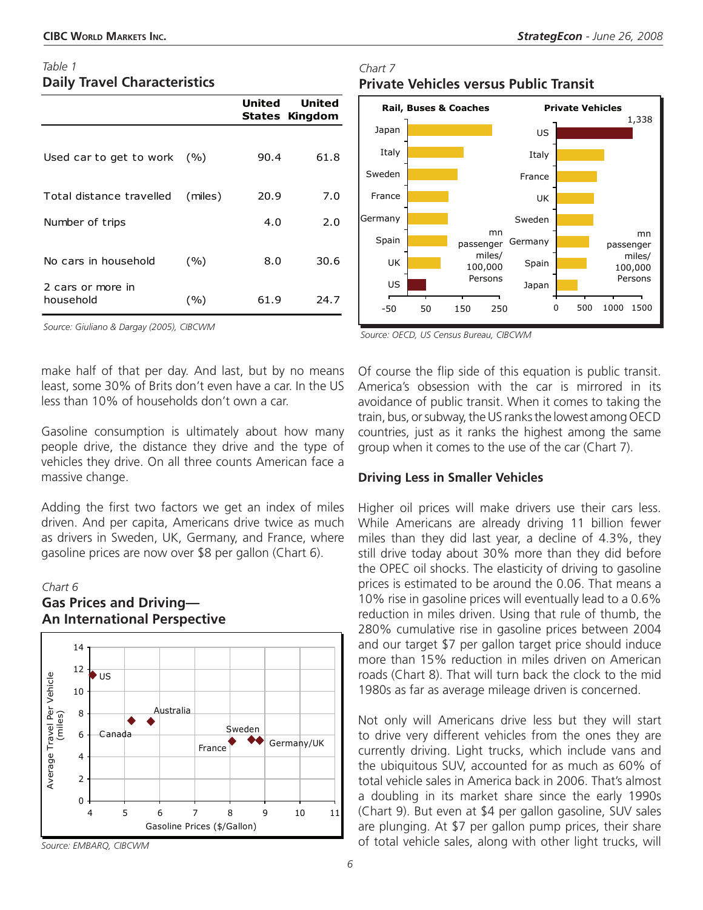*Table 1*

**Daily Travel Characteristics**

| | | United States | United Kingdom |
|---|---|---|---|
| Used car to get to work | (%) | 90.4 | 61.8 |
| Total distance travelled | (miles) | 20.9 | 7.0 |
| Number of trips | | 4.0 | 2.0 |
| No cars in household | (%) | 8.0 | 30.6 |
| 2 cars or more in household | (%) | 61.9 | 24.7 |

*Source: Giuliano & Dargay (2005), CIBCWM*

make half of that per day. And last, but by no means least, some 30% of Brits don't even have a car. In the US less than 10% of households don't own a car.

Gasoline consumption is ultimately about how many people drive, the distance they drive and the type of vehicles they drive. On all three counts American face a massive change.

Adding the first two factors we get an index of miles driven. And per capita, Americans drive twice as much as drivers in Sweden, UK, Germany, and France, where gasoline prices are now over $8 per gallon (Chart 6).

*Chart 6*

**Gas Prices and Driving— An International Perspective**

*Source: EMBARQ, CIBCWM*

*Chart 7*

**Private Vehicles versus Public Transit**

*Source: OECD, US Census Bureau, CIBCWM*

Of course the flip side of this equation is public transit. America's obsession with the car is mirrored in its avoidance of public transit. When it comes to taking the train, bus, or subway, the US ranks the lowest among OECD countries, just as it ranks the highest among the same group when it comes to the use of the car (Chart 7).

### Driving Less in Smaller Vehicles

Higher oil prices will make drivers use their cars less. While Americans are already driving 11 billion fewer miles than they did last year, a decline of 4.3%, they still drive today about 30% more than they did before the OPEC oil shocks. The elasticity of driving to gasoline prices is estimated to be around the 0.06. That means a 10% rise in gasoline prices will eventually lead to a 0.6% reduction in miles driven. Using that rule of thumb, the 280% cumulative rise in gasoline prices between 2004 and our target $7 per gallon target price should induce more than 15% reduction in miles driven on American roads (Chart 8). That will turn back the clock to the mid 1980s as far as average mileage driven is concerned.

Not only will Americans drive less but they will start to drive very different vehicles from the ones they are currently driving. Light trucks, which include vans and the ubiquitous SUV, accounted for as much as 60% of total vehicle sales in America back in 2006. That's almost a doubling in its market share since the early 1990s (Chart 9). But even at $4 per gallon gasoline, SUV sales are plunging. At $7 per gallon pump prices, their share of total vehicle sales, along with other light trucks, will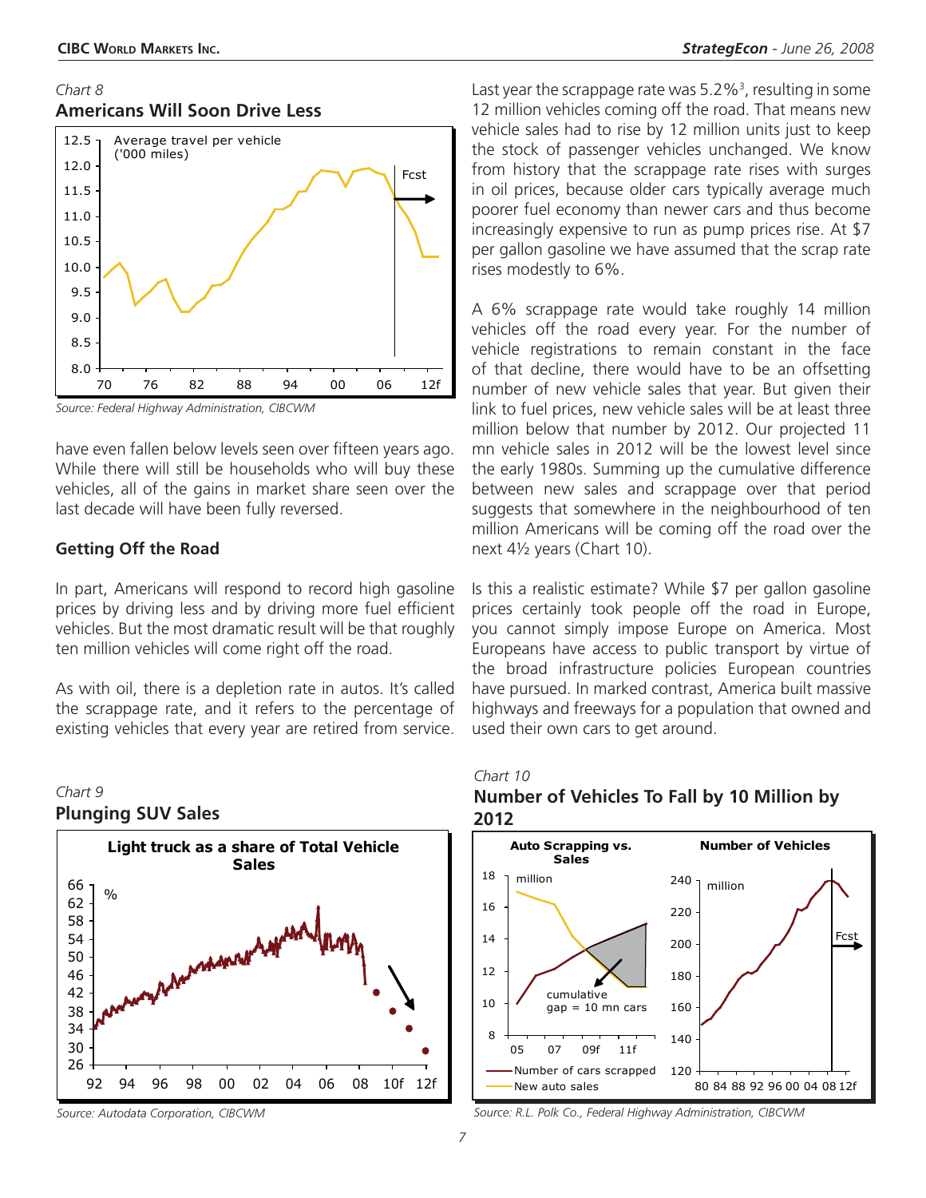*Chart 8*

**Americans Will Soon Drive Less**

*Source: Federal Highway Administration, CIBCWM*

have even fallen below levels seen over fifteen years ago. While there will still be households who will buy these vehicles, all of the gains in market share seen over the last decade will have been fully reversed.

### Getting Off the Road

In part, Americans will respond to record high gasoline prices by driving less and by driving more fuel efficient vehicles. But the most dramatic result will be that roughly ten million vehicles will come right off the road.

As with oil, there is a depletion rate in autos. It's called the scrappage rate, and it refers to the percentage of existing vehicles that every year are retired from service.

Last year the scrappage rate was 5.2%[3], resulting in some 12 million vehicles coming off the road. That means new vehicle sales had to rise by 12 million units just to keep the stock of passenger vehicles unchanged. We know from history that the scrappage rate rises with surges in oil prices, because older cars typically average much poorer fuel economy than newer cars and thus become increasingly expensive to run as pump prices rise. At $7 per gallon gasoline we have assumed that the scrap rate rises modestly to 6%.

A 6% scrappage rate would take roughly 14 million vehicles off the road every year. For the number of vehicle registrations to remain constant in the face of that decline, there would have to be an offsetting number of new vehicle sales that year. But given their link to fuel prices, new vehicle sales will be at least three million below that number by 2012. Our projected 11 mn vehicle sales in 2012 will be the lowest level since the early 1980s. Summing up the cumulative difference between new sales and scrappage over that period suggests that somewhere in the neighbourhood of ten million Americans will be coming off the road over the next 4½ years (Chart 10).

Is this a realistic estimate? While $7 per gallon gasoline prices certainly took people off the road in Europe, you cannot simply impose Europe on America. Most Europeans have access to public transport by virtue of the broad infrastructure policies European countries have pursued. In marked contrast, America built massive highways and freeways for a population that owned and used their own cars to get around.

*Chart 9*

**Plunging SUV Sales**

*Source: Autodata Corporation, CIBCWM*

*Chart 10*

**Number of Vehicles To Fall by 10 Million by 2012**

*Source: R.L. Polk Co., Federal Highway Administration, CIBCWM*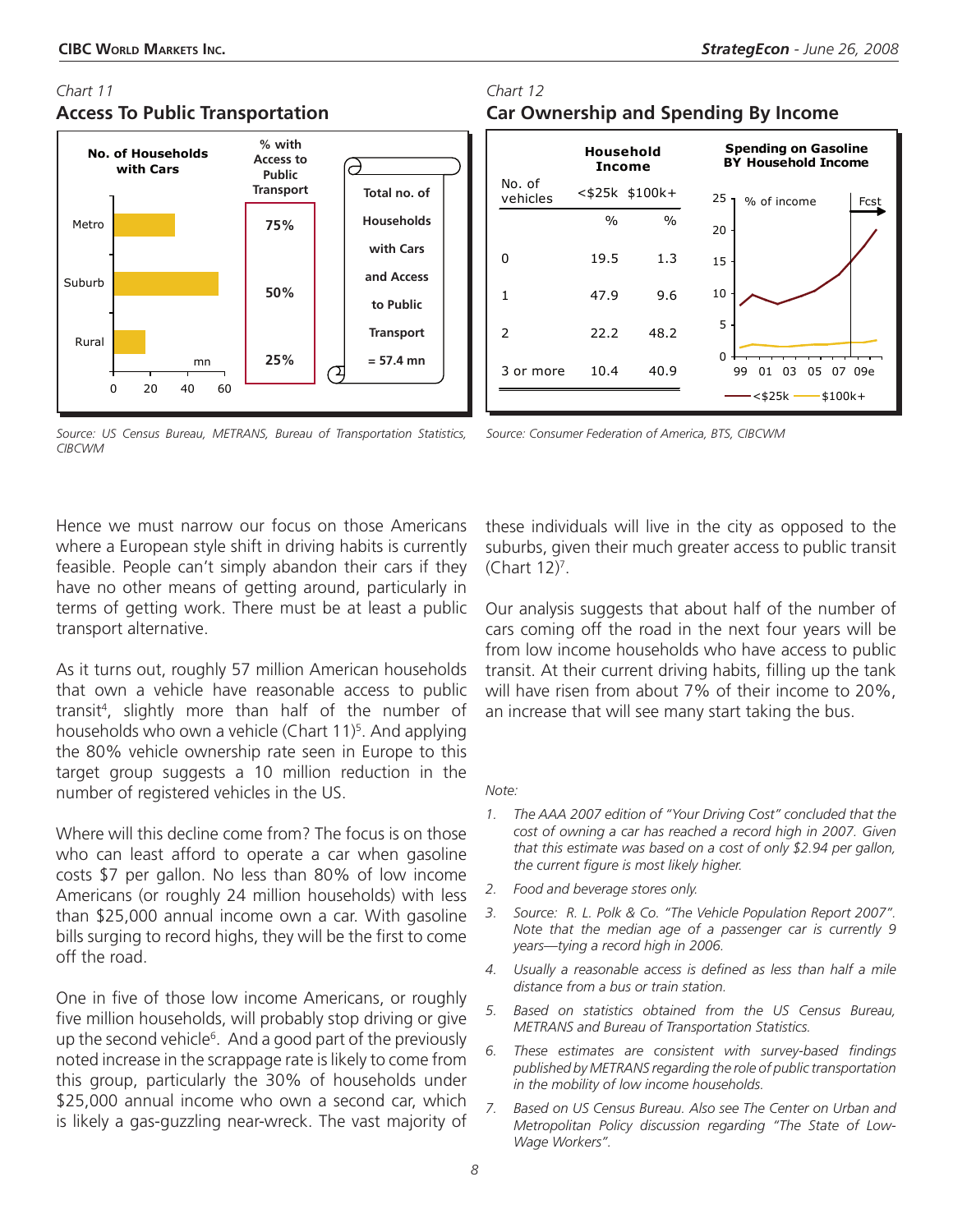*Chart 11*

### Access To Public Transportation

| | No. of Households with Cars | % with Access to Public Transport |
|---|---|---|
| Metro | | 75% |
| Suburb | | 50% |
| Rural | | 25% |

Total no. of Households with Cars and Access to Public Transport = 57.4 mn

*Source: US Census Bureau, METRANS, Bureau of Transportation Statistics, CIBCWM*

*Chart 12*

### Car Ownership and Spending By Income

| No. of vehicles | Household Income <$25k % | Household Income $100k+ % |
|---|---|---|
| 0 | 19.5 | 1.3 |
| 1 | 47.9 | 9.6 |
| 2 | 22.2 | 48.2 |
| 3 or more | 10.4 | 40.9 |

Spending on Gasoline BY Household Income (% of income; 99–09e, Fcst; <$25k, $100k+)

*Source: Consumer Federation of America, BTS, CIBCWM*

Hence we must narrow our focus on those Americans where a European style shift in driving habits is currently feasible. People can't simply abandon their cars if they have no other means of getting around, particularly in terms of getting work. There must be at least a public transport alternative.

As it turns out, roughly 57 million American households that own a vehicle have reasonable access to public transit[4], slightly more than half of the number of households who own a vehicle (Chart 11)[5]. And applying the 80% vehicle ownership rate seen in Europe to this target group suggests a 10 million reduction in the number of registered vehicles in the US.

Where will this decline come from? The focus is on those who can least afford to operate a car when gasoline costs $7 per gallon. No less than 80% of low income Americans (or roughly 24 million households) with less than $25,000 annual income own a car. With gasoline bills surging to record highs, they will be the first to come off the road.

One in five of those low income Americans, or roughly five million households, will probably stop driving or give up the second vehicle[6]. And a good part of the previously noted increase in the scrappage rate is likely to come from this group, particularly the 30% of households under $25,000 annual income who own a second car, which is likely a gas-guzzling near-wreck. The vast majority of these individuals will live in the city as opposed to the suburbs, given their much greater access to public transit (Chart 12)[7].

Our analysis suggests that about half of the number of cars coming off the road in the next four years will be from low income households who have access to public transit. At their current driving habits, filling up the tank will have risen from about 7% of their income to 20%, an increase that will see many start taking the bus.

*Note:*

1. *The AAA 2007 edition of "Your Driving Cost" concluded that the cost of owning a car has reached a record high in 2007. Given that this estimate was based on a cost of only $2.94 per gallon, the current figure is most likely higher.*
2. *Food and beverage stores only.*
3. *Source: R. L. Polk & Co. "The Vehicle Population Report 2007". Note that the median age of a passenger car is currently 9 years—tying a record high in 2006.*
4. *Usually a reasonable access is defined as less than half a mile distance from a bus or train station.*
5. *Based on statistics obtained from the US Census Bureau, METRANS and Bureau of Transportation Statistics.*
6. *These estimates are consistent with survey-based findings published by METRANS regarding the role of public transportation in the mobility of low income households.*
7. *Based on US Census Bureau. Also see The Center on Urban and Metropolitan Policy discussion regarding "The State of Low-Wage Workers".*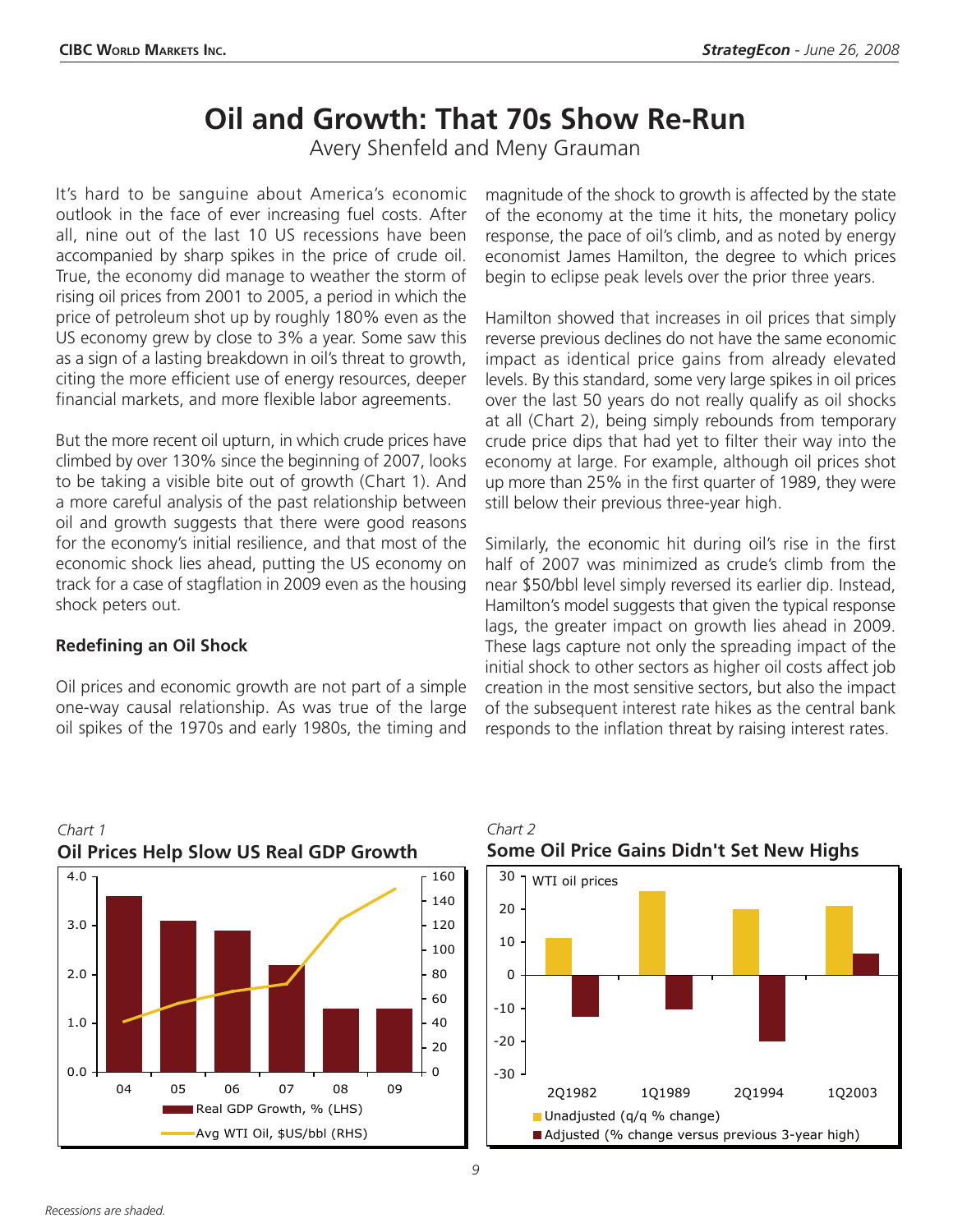# Oil and Growth: That 70s Show Re-Run

Avery Shenfeld and Meny Grauman

It's hard to be sanguine about America's economic outlook in the face of ever increasing fuel costs. After all, nine out of the last 10 US recessions have been accompanied by sharp spikes in the price of crude oil. True, the economy did manage to weather the storm of rising oil prices from 2001 to 2005, a period in which the price of petroleum shot up by roughly 180% even as the US economy grew by close to 3% a year. Some saw this as a sign of a lasting breakdown in oil's threat to growth, citing the more efficient use of energy resources, deeper financial markets, and more flexible labor agreements.

But the more recent oil upturn, in which crude prices have climbed by over 130% since the beginning of 2007, looks to be taking a visible bite out of growth (Chart 1). And a more careful analysis of the past relationship between oil and growth suggests that there were good reasons for the economy's initial resilience, and that most of the economic shock lies ahead, putting the US economy on track for a case of stagflation in 2009 even as the housing shock peters out.

## Redefining an Oil Shock

Oil prices and economic growth are not part of a simple one-way causal relationship. As was true of the large oil spikes of the 1970s and early 1980s, the timing and magnitude of the shock to growth is affected by the state of the economy at the time it hits, the monetary policy response, the pace of oil's climb, and as noted by energy economist James Hamilton, the degree to which prices begin to eclipse peak levels over the prior three years.

Hamilton showed that increases in oil prices that simply reverse previous declines do not have the same economic impact as identical price gains from already elevated levels. By this standard, some very large spikes in oil prices over the last 50 years do not really qualify as oil shocks at all (Chart 2), being simply rebounds from temporary crude price dips that had yet to filter their way into the economy at large. For example, although oil prices shot up more than 25% in the first quarter of 1989, they were still below their previous three-year high.

Similarly, the economic hit during oil's rise in the first half of 2007 was minimized as crude's climb from the near $50/bbl level simply reversed its earlier dip. Instead, Hamilton's model suggests that given the typical response lags, the greater impact on growth lies ahead in 2009. These lags capture not only the spreading impact of the initial shock to other sectors as higher oil costs affect job creation in the most sensitive sectors, but also the impact of the subsequent interest rate hikes as the central bank responds to the inflation threat by raising interest rates.

*Chart 1*

**Oil Prices Help Slow US Real GDP Growth**

| Year | Real GDP Growth, % (LHS) | Avg WTI Oil, $US/bbl (RHS) |
|---|---|---|
| 04 | 3.6 | 41 |
| 05 | 3.1 | 57 |
| 06 | 2.9 | 66 |
| 07 | 2.2 | 72 |
| 08 | 1.3 | 125 |
| 09 | 1.3 | 150 |

*Chart 2*

**Some Oil Price Gains Didn't Set New Highs**

WTI oil prices

| | Unadjusted (q/q % change) | Adjusted (% change versus previous 3-year high) |
|---|---|---|
| 2Q1982 | 11 | -12.5 |
| 1Q1989 | 25 | -10 |
| 2Q1994 | 20 | -20 |
| 1Q2003 | 21 | 6.5 |

*Recessions are shaded.*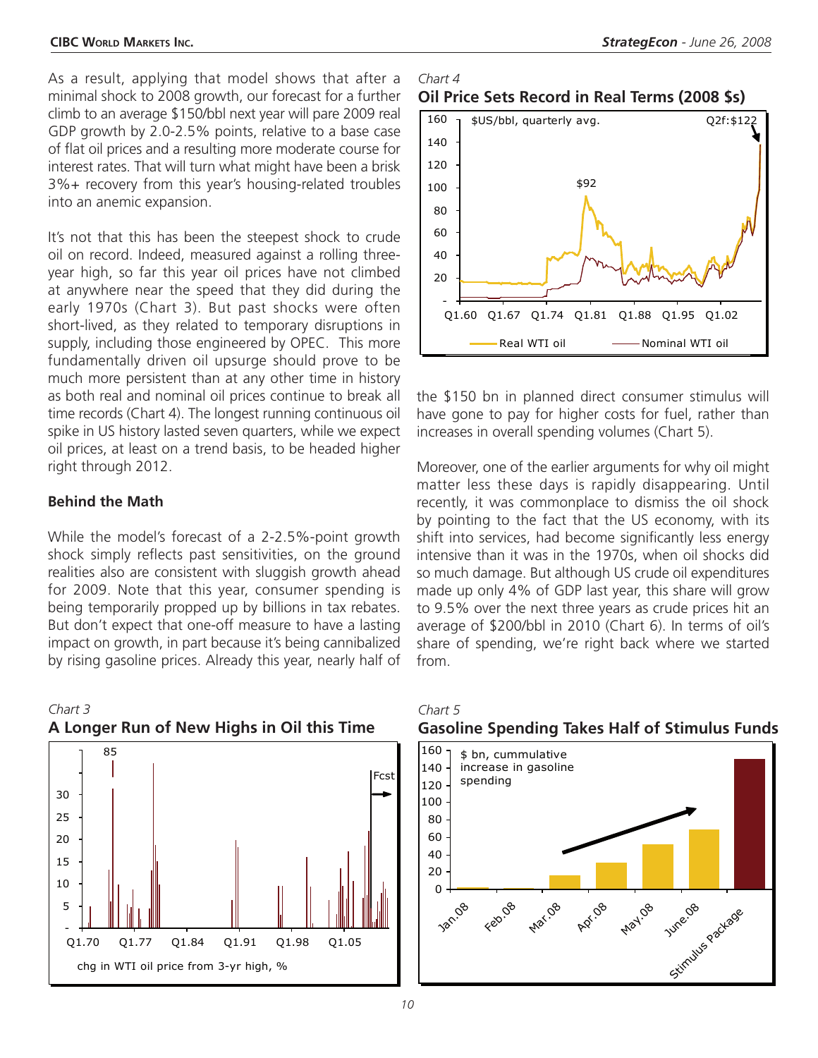As a result, applying that model shows that after a minimal shock to 2008 growth, our forecast for a further climb to an average $150/bbl next year will pare 2009 real GDP growth by 2.0-2.5% points, relative to a base case of flat oil prices and a resulting more moderate course for interest rates. That will turn what might have been a brisk 3%+ recovery from this year's housing-related troubles into an anemic expansion.

It's not that this has been the steepest shock to crude oil on record. Indeed, measured against a rolling three-year high, so far this year oil prices have not climbed at anywhere near the speed that they did during the early 1970s (Chart 3). But past shocks were often short-lived, as they related to temporary disruptions in supply, including those engineered by OPEC. This more fundamentally driven oil upsurge should prove to be much more persistent than at any other time in history as both real and nominal oil prices continue to break all time records (Chart 4). The longest running continuous oil spike in US history lasted seven quarters, while we expect oil prices, at least on a trend basis, to be headed higher right through 2012.

*Chart 4*

**Oil Price Sets Record in Real Terms (2008 $s)**

*Chart 3*

**A Longer Run of New Highs in Oil this Time**

### Behind the Math

While the model's forecast of a 2-2.5%-point growth shock simply reflects past sensitivities, on the ground realities also are consistent with sluggish growth ahead for 2009. Note that this year, consumer spending is being temporarily propped up by billions in tax rebates. But don't expect that one-off measure to have a lasting impact on growth, in part because it's being cannibalized by rising gasoline prices. Already this year, nearly half of the $150 bn in planned direct consumer stimulus will have gone to pay for higher costs for fuel, rather than increases in overall spending volumes (Chart 5).

Moreover, one of the earlier arguments for why oil might matter less these days is rapidly disappearing. Until recently, it was commonplace to dismiss the oil shock by pointing to the fact that the US economy, with its shift into services, had become significantly less energy intensive than it was in the 1970s, when oil shocks did so much damage. But although US crude oil expenditures made up only 4% of GDP last year, this share will grow to 9.5% over the next three years as crude prices hit an average of $200/bbl in 2010 (Chart 6). In terms of oil's share of spending, we're right back where we started from.

*Chart 5*

**Gasoline Spending Takes Half of Stimulus Funds**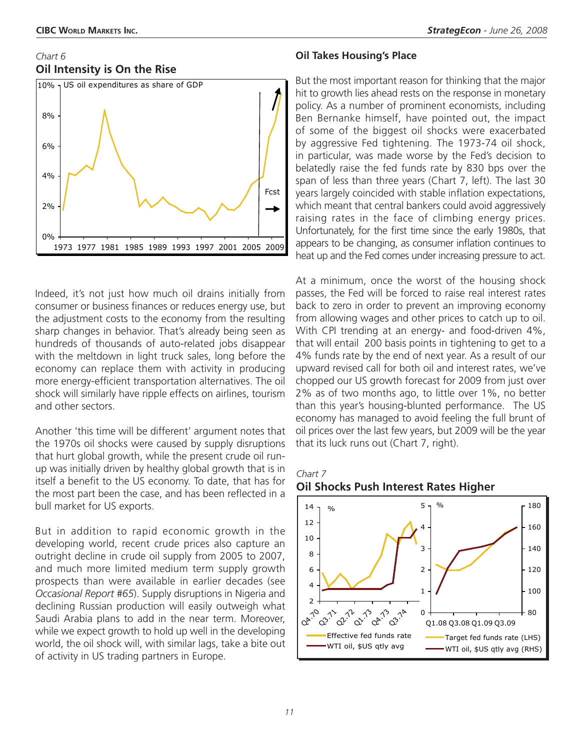*Chart 6*

**Oil Intensity is On the Rise**

Indeed, it's not just how much oil drains initially from consumer or business finances or reduces energy use, but the adjustment costs to the economy from the resulting sharp changes in behavior. That's already being seen as hundreds of thousands of auto-related jobs disappear with the meltdown in light truck sales, long before the economy can replace them with activity in producing more energy-efficient transportation alternatives. The oil shock will similarly have ripple effects on airlines, tourism and other sectors.

Another 'this time will be different' argument notes that the 1970s oil shocks were caused by supply disruptions that hurt global growth, while the present crude oil run-up was initially driven by healthy global growth that is in itself a benefit to the US economy. To date, that has for the most part been the case, and has been reflected in a bull market for US exports.

But in addition to rapid economic growth in the developing world, recent crude prices also capture an outright decline in crude oil supply from 2005 to 2007, and much more limited medium term supply growth prospects than were available in earlier decades (see *Occasional Report* #65). Supply disruptions in Nigeria and declining Russian production will easily outweigh what Saudi Arabia plans to add in the near term. Moreover, while we expect growth to hold up well in the developing world, the oil shock will, with similar lags, take a bite out of activity in US trading partners in Europe.

## Oil Takes Housing's Place

But the most important reason for thinking that the major hit to growth lies ahead rests on the response in monetary policy. As a number of prominent economists, including Ben Bernanke himself, have pointed out, the impact of some of the biggest oil shocks were exacerbated by aggressive Fed tightening. The 1973-74 oil shock, in particular, was made worse by the Fed's decision to belatedly raise the fed funds rate by 830 bps over the span of less than three years (Chart 7, left). The last 30 years largely coincided with stable inflation expectations, which meant that central bankers could avoid aggressively raising rates in the face of climbing energy prices. Unfortunately, for the first time since the early 1980s, that appears to be changing, as consumer inflation continues to heat up and the Fed comes under increasing pressure to act.

At a minimum, once the worst of the housing shock passes, the Fed will be forced to raise real interest rates back to zero in order to prevent an improving economy from allowing wages and other prices to catch up to oil. With CPI trending at an energy- and food-driven 4%, that will entail 200 basis points in tightening to get to a 4% funds rate by the end of next year. As a result of our upward revised call for both oil and interest rates, we've chopped our US growth forecast for 2009 from just over 2% as of two months ago, to little over 1%, no better than this year's housing-blunted performance. The US economy has managed to avoid feeling the full brunt of oil prices over the last few years, but 2009 will be the year that its luck runs out (Chart 7, right).

*Chart 7*

**Oil Shocks Push Interest Rates Higher**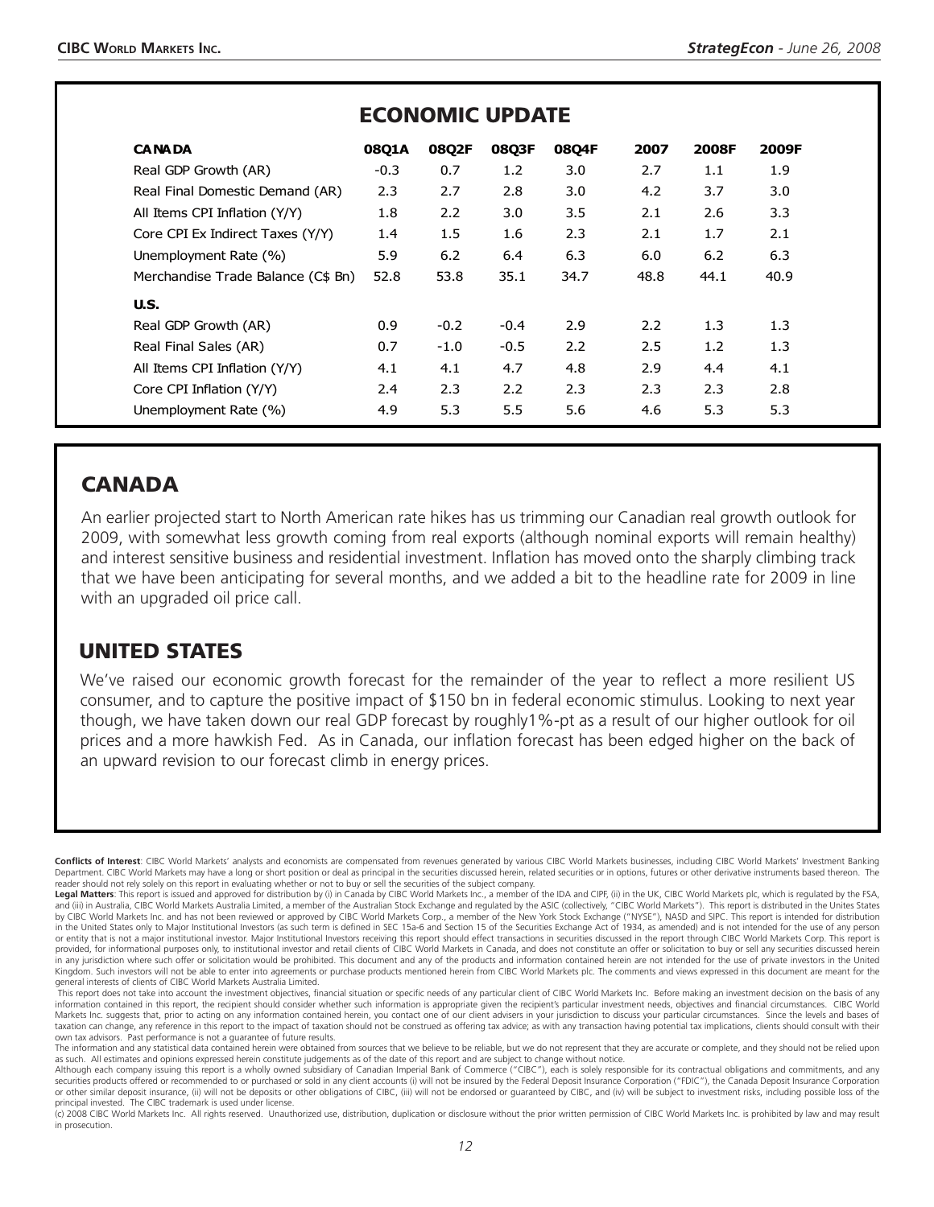## ECONOMIC UPDATE

| CANADA | 08Q1A | 08Q2F | 08Q3F | 08Q4F | 2007 | 2008F | 2009F |
|---|---|---|---|---|---|---|---|
| Real GDP Growth (AR) | -0.3 | 0.7 | 1.2 | 3.0 | 2.7 | 1.1 | 1.9 |
| Real Final Domestic Demand (AR) | 2.3 | 2.7 | 2.8 | 3.0 | 4.2 | 3.7 | 3.0 |
| All Items CPI Inflation (Y/Y) | 1.8 | 2.2 | 3.0 | 3.5 | 2.1 | 2.6 | 3.3 |
| Core CPI Ex Indirect Taxes (Y/Y) | 1.4 | 1.5 | 1.6 | 2.3 | 2.1 | 1.7 | 2.1 |
| Unemployment Rate (%) | 5.9 | 6.2 | 6.4 | 6.3 | 6.0 | 6.2 | 6.3 |
| Merchandise Trade Balance (C$ Bn) | 52.8 | 53.8 | 35.1 | 34.7 | 48.8 | 44.1 | 40.9 |
| **U.S.** | | | | | | | |
| Real GDP Growth (AR) | 0.9 | -0.2 | -0.4 | 2.9 | 2.2 | 1.3 | 1.3 |
| Real Final Sales (AR) | 0.7 | -1.0 | -0.5 | 2.2 | 2.5 | 1.2 | 1.3 |
| All Items CPI Inflation (Y/Y) | 4.1 | 4.1 | 4.7 | 4.8 | 2.9 | 4.4 | 4.1 |
| Core CPI Inflation (Y/Y) | 2.4 | 2.3 | 2.2 | 2.3 | 2.3 | 2.3 | 2.8 |
| Unemployment Rate (%) | 4.9 | 5.3 | 5.5 | 5.6 | 4.6 | 5.3 | 5.3 |

## CANADA

An earlier projected start to North American rate hikes has us trimming our Canadian real growth outlook for 2009, with somewhat less growth coming from real exports (although nominal exports will remain healthy) and interest sensitive business and residential investment. Inflation has moved onto the sharply climbing track that we have been anticipating for several months, and we added a bit to the headline rate for 2009 in line with an upgraded oil price call.

## UNITED STATES

We've raised our economic growth forecast for the remainder of the year to reflect a more resilient US consumer, and to capture the positive impact of $150 bn in federal economic stimulus. Looking to next year though, we have taken down our real GDP forecast by roughly1%-pt as a result of our higher outlook for oil prices and a more hawkish Fed. As in Canada, our inflation forecast has been edged higher on the back of an upward revision to our forecast climb in energy prices.

**Conflicts of Interest**: CIBC World Markets' analysts and economists are compensated from revenues generated by various CIBC World Markets businesses, including CIBC World Markets' Investment Banking Department. CIBC World Markets may have a long or short position or deal as principal in the securities discussed herein, related securities or in options, futures or other derivative instruments based thereon. The reader should not rely solely on this report in evaluating whether or not to buy or sell the securities of the subject company.

**Legal Matters**: This report is issued and approved for distribution by (i) in Canada by CIBC World Markets Inc., a member of the IDA and CIPF, (ii) in the UK, CIBC World Markets plc, which is regulated by the FSA, and (iii) in Australia, CIBC World Markets Australia Limited, a member of the Australian Stock Exchange and regulated by the ASIC (collectively, "CIBC World Markets"). This report is distributed in the Unites States by CIBC World Markets Inc. and has not been reviewed or approved by CIBC World Markets Corp., a member of the New York Stock Exchange ("NYSE"), NASD and SIPC. This report is intended for distribution in the United States only to Major Institutional Investors (as such term is defined in SEC 15a-6 and Section 15 of the Securities Exchange Act of 1934, as amended) and is not intended for the use of any person or entity that is not a major institutional investor. Major Institutional Investors receiving this report should effect transactions in securities discussed in the report through CIBC World Markets Corp. This report is provided, for informational purposes only, to institutional investor and retail clients of CIBC World Markets in Canada, and does not constitute an offer or solicitation to buy or sell any securities discussed herein in any jurisdiction where such offer or solicitation would be prohibited. This document and any of the products and information contained herein are not intended for the use of private investors in the United Kingdom. Such investors will not be able to enter into agreements or purchase products mentioned herein from CIBC World Markets plc. The comments and views expressed in this document are meant for the general interests of clients of CIBC World Markets Australia Limited.

This report does not take into account the investment objectives, financial situation or specific needs of any particular client of CIBC World Markets Inc. Before making an investment decision on the basis of any information contained in this report, the recipient should consider whether such information is appropriate given the recipient's particular investment needs, objectives and financial circumstances. CIBC World Markets Inc. suggests that, prior to acting on any information contained herein, you contact one of our client advisers in your jurisdiction to discuss your particular circumstances. Since the levels and bases of taxation can change, any reference in this report to the impact of taxation should not be construed as offering tax advice; as with any transaction having potential tax implications, clients should consult with their own tax advisors. Past performance is not a guarantee of future results.

The information and any statistical data contained herein were obtained from sources that we believe to be reliable, but we do not represent that they are accurate or complete, and they should not be relied upon as such. All estimates and opinions expressed herein constitute judgements as of the date of this report and are subject to change without notice.

Although each company issuing this report is a wholly owned subsidiary of Canadian Imperial Bank of Commerce ("CIBC"), each is solely responsible for its contractual obligations and commitments, and any securities products offered or recommended to or purchased or sold in any client accounts (i) will not be insured by the Federal Deposit Insurance Corporation ("FDIC"), the Canada Deposit Insurance Corporation or other similar deposit insurance, (ii) will not be deposits or other obligations of CIBC, (iii) will not be endorsed or guaranteed by CIBC, and (iv) will be subject to investment risks, including possible loss of the principal invested. The CIBC trademark is used under license.

(c) 2008 CIBC World Markets Inc. All rights reserved. Unauthorized use, distribution, duplication or disclosure without the prior written permission of CIBC World Markets Inc. is prohibited by law and may result in prosecution.